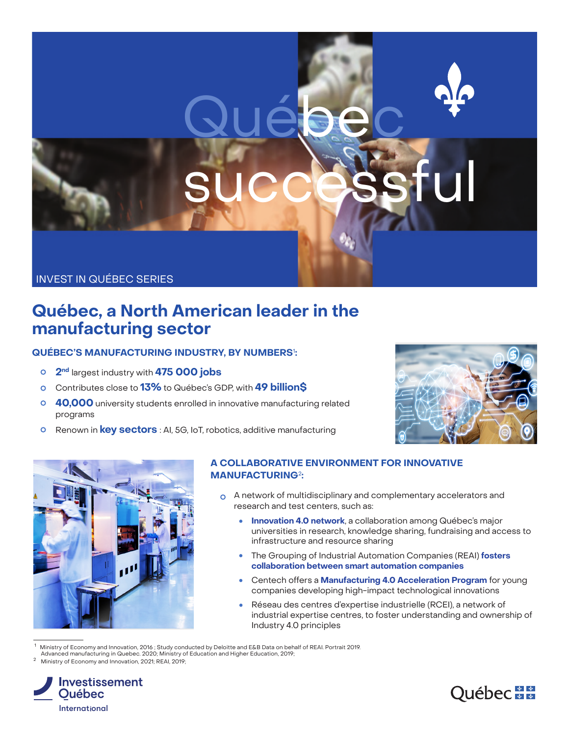# Québec successful

INVEST IN QUÉBEC SERIES

## Québec, a North American leader in the manufacturing sector

### QUÉBEC'S MANUFACTURING INDUSTRY, BY NUMBERS[1]:

- **2nd** largest industry with **475 000 jobs**
- Contributes close to **13%** to Québec's GDP, with **49 billion$**
- **40,000** university students enrolled in innovative manufacturing related programs
- Renown in **key sectors** : AI, 5G, IoT, robotics, additive manufacturing

### A COLLABORATIVE ENVIRONMENT FOR INNOVATIVE MANUFACTURING[2]:

- A network of multidisciplinary and complementary accelerators and research and test centers, such as:
  - **Innovation 4.0 network**, a collaboration among Québec's major universities in research, knowledge sharing, fundraising and access to infrastructure and resource sharing
  - The Grouping of Industrial Automation Companies (REAI) **fosters collaboration between smart automation companies**
  - Centech offers a **Manufacturing 4.0 Acceleration Program** for young companies developing high-impact technological innovations
  - Réseau des centres d'expertise industrielle (RCEI), a network of industrial expertise centres, to foster understanding and ownership of Industry 4.0 principles

---

[1] Ministry of Economy and Innovation, 2016 ; Study conducted by Deloitte and E&B Data on behalf of REAI. Portrait 2019. Advanced manufacturing in Quebec. 2020; Ministry of Education and Higher Education, 2019;

[2] Ministry of Economy and Innovation, 2021; REAI, 2019;

Investissement Québec International

Québec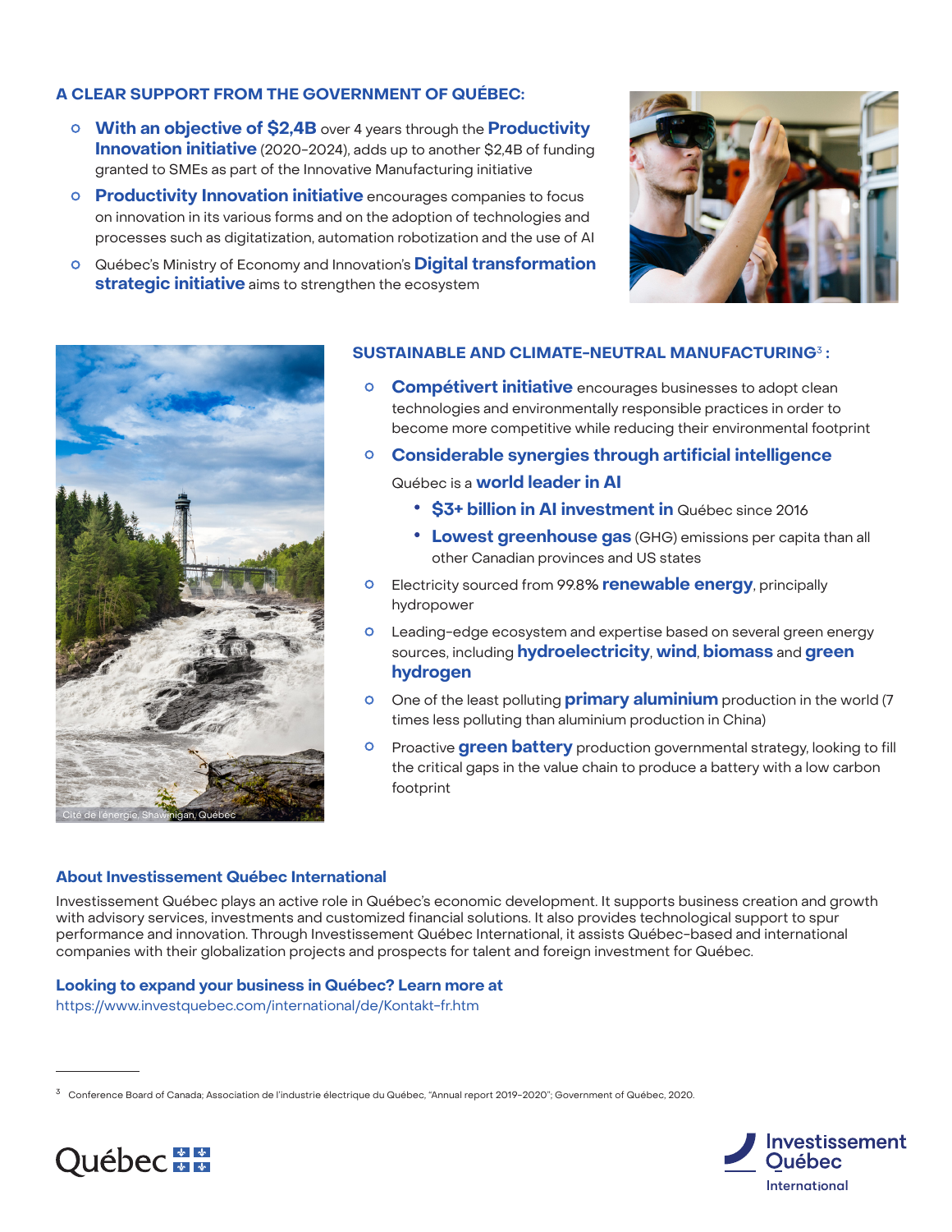## A CLEAR SUPPORT FROM THE GOVERNMENT OF QUÉBEC:

- **With an objective of $2,4B** over 4 years through the **Productivity Innovation initiative** (2020-2024), adds up to another $2,4B of funding granted to SMEs as part of the Innovative Manufacturing initiative
- **Productivity Innovation initiative** encourages companies to focus on innovation in its various forms and on the adoption of technologies and processes such as digitatization, automation robotization and the use of AI
- Québec's Ministry of Economy and Innovation's **Digital transformation strategic initiative** aims to strengthen the ecosystem

Cité de l'énergie, Shawinigan, Québec

## SUSTAINABLE AND CLIMATE-NEUTRAL MANUFACTURING[3] :

- **Compétivert initiative** encourages businesses to adopt clean technologies and environmentally responsible practices in order to become more competitive while reducing their environmental footprint
- **Considerable synergies through artificial intelligence**

  Québec is a **world leader in AI**
  - **$3+ billion in AI investment in** Québec since 2016
  - **Lowest greenhouse gas** (GHG) emissions per capita than all other Canadian provinces and US states
- Electricity sourced from 99.8% **renewable energy**, principally hydropower
- Leading-edge ecosystem and expertise based on several green energy sources, including **hydroelectricity**, **wind**, **biomass** and **green hydrogen**
- One of the least polluting **primary aluminium** production in the world (7 times less polluting than aluminium production in China)
- Proactive **green battery** production governmental strategy, looking to fill the critical gaps in the value chain to produce a battery with a low carbon footprint

### About Investissement Québec International

Investissement Québec plays an active role in Québec's economic development. It supports business creation and growth with advisory services, investments and customized financial solutions. It also provides technological support to spur performance and innovation. Through Investissement Québec International, it assists Québec-based and international companies with their globalization projects and prospects for talent and foreign investment for Québec.

**Looking to expand your business in Québec? Learn more at**
https://www.investquebec.com/international/de/Kontakt-fr.htm

[3] Conference Board of Canada; Association de l'industrie électrique du Québec, "Annual report 2019-2020"; Government of Québec, 2020.

Québec

Investissement Québec International